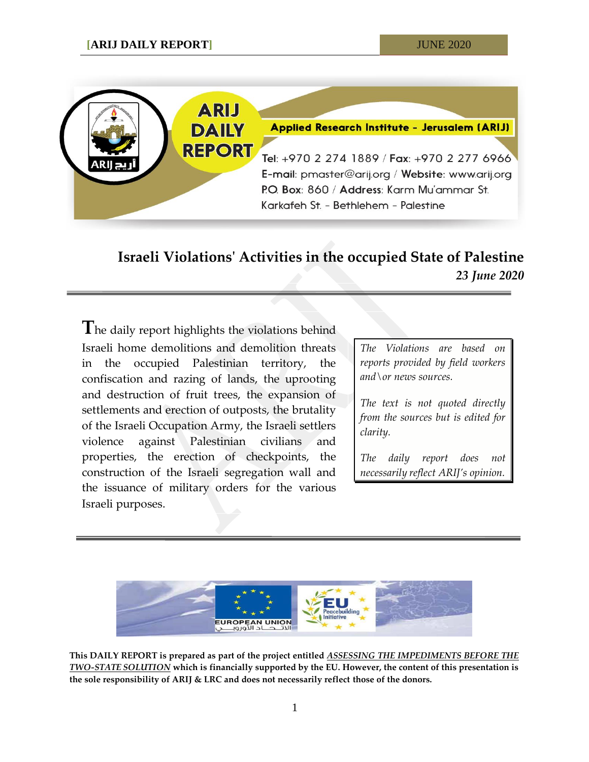**Applied Research Institute - Jerusalem (ARIJ)**

Tel: +970 2 274 1889 / Fax: +970 2 277 6966
E-mail: pmaster@arij.org / Website: www.arij.org
P.O. Box: 860 / Address: Karm Mu'ammar St.
Karkafeh St. - Bethlehem - Palestine

# Israeli Violations' Activities in the occupied State of Palestine

*23 June 2020*

The daily report highlights the violations behind Israeli home demolitions and demolition threats in the occupied Palestinian territory, the confiscation and razing of lands, the uprooting and destruction of fruit trees, the expansion of settlements and erection of outposts, the brutality of the Israeli Occupation Army, the Israeli settlers violence against Palestinian civilians and properties, the erection of checkpoints, the construction of the Israeli segregation wall and the issuance of military orders for the various Israeli purposes.

*The Violations are based on reports provided by field workers and\or news sources.*

*The text is not quoted directly from the sources but is edited for clarity.*

*The daily report does not necessarily reflect ARIJ's opinion.*

**This DAILY REPORT is prepared as part of the project entitled *ASSESSING THE IMPEDIMENTS BEFORE THE TWO-STATE SOLUTION* which is financially supported by the EU. However, the content of this presentation is the sole responsibility of ARIJ & LRC and does not necessarily reflect those of the donors.**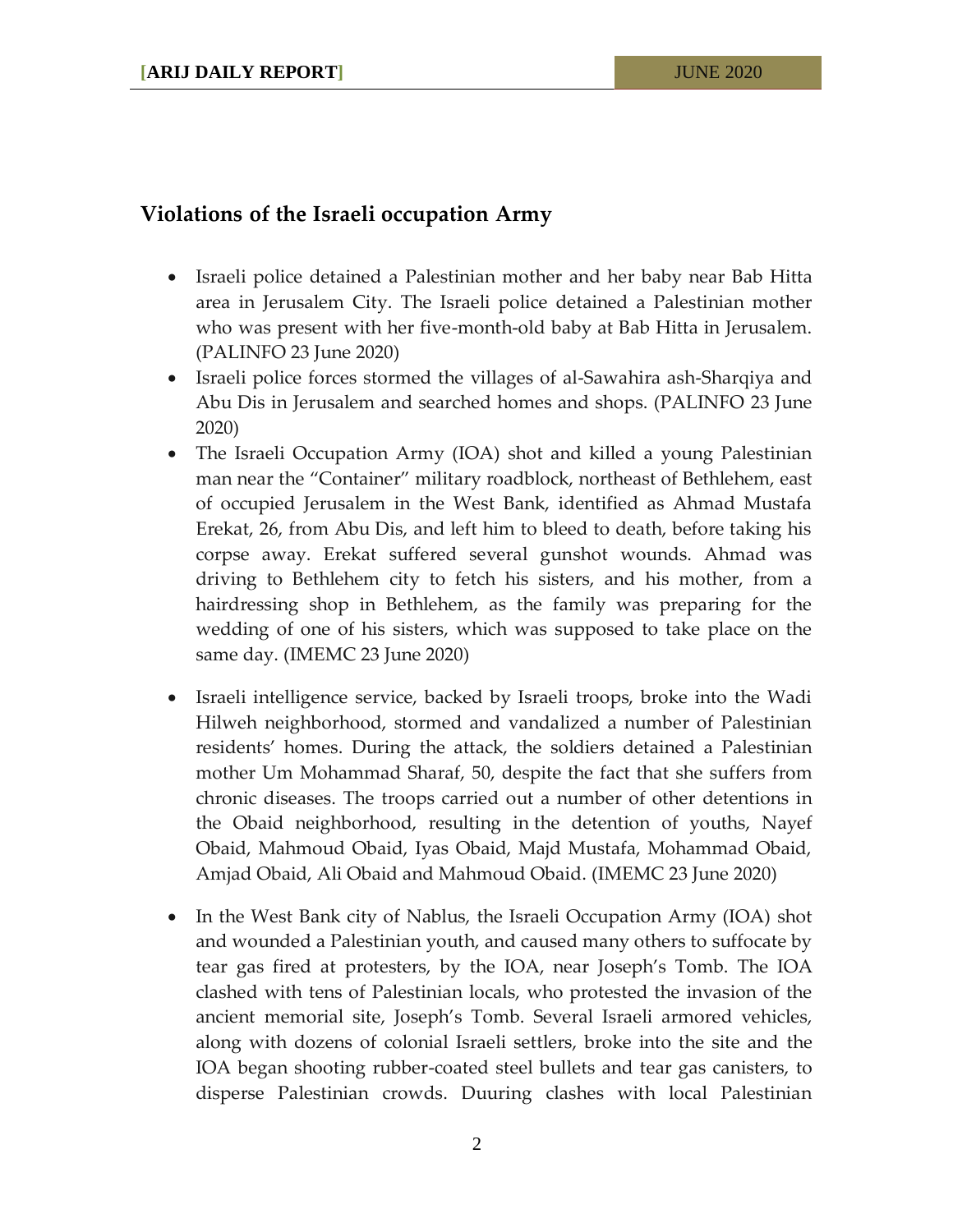## Violations of the Israeli occupation Army

- Israeli police detained a Palestinian mother and her baby near Bab Hitta area in Jerusalem City. The Israeli police detained a Palestinian mother who was present with her five-month-old baby at Bab Hitta in Jerusalem. (PALINFO 23 June 2020)
- Israeli police forces stormed the villages of al-Sawahira ash-Sharqiya and Abu Dis in Jerusalem and searched homes and shops. (PALINFO 23 June 2020)
- The Israeli Occupation Army (IOA) shot and killed a young Palestinian man near the "Container" military roadblock, northeast of Bethlehem, east of occupied Jerusalem in the West Bank, identified as Ahmad Mustafa Erekat, 26, from Abu Dis, and left him to bleed to death, before taking his corpse away. Erekat suffered several gunshot wounds. Ahmad was driving to Bethlehem city to fetch his sisters, and his mother, from a hairdressing shop in Bethlehem, as the family was preparing for the wedding of one of his sisters, which was supposed to take place on the same day. (IMEMC 23 June 2020)
- Israeli intelligence service, backed by Israeli troops, broke into the Wadi Hilweh neighborhood, stormed and vandalized a number of Palestinian residents' homes. During the attack, the soldiers detained a Palestinian mother Um Mohammad Sharaf, 50, despite the fact that she suffers from chronic diseases. The troops carried out a number of other detentions in the Obaid neighborhood, resulting in the detention of youths, Nayef Obaid, Mahmoud Obaid, Iyas Obaid, Majd Mustafa, Mohammad Obaid, Amjad Obaid, Ali Obaid and Mahmoud Obaid. (IMEMC 23 June 2020)
- In the West Bank city of Nablus, the Israeli Occupation Army (IOA) shot and wounded a Palestinian youth, and caused many others to suffocate by tear gas fired at protesters, by the IOA, near Joseph's Tomb. The IOA clashed with tens of Palestinian locals, who protested the invasion of the ancient memorial site, Joseph's Tomb. Several Israeli armored vehicles, along with dozens of colonial Israeli settlers, broke into the site and the IOA began shooting rubber-coated steel bullets and tear gas canisters, to disperse Palestinian crowds. Duuring clashes with local Palestinian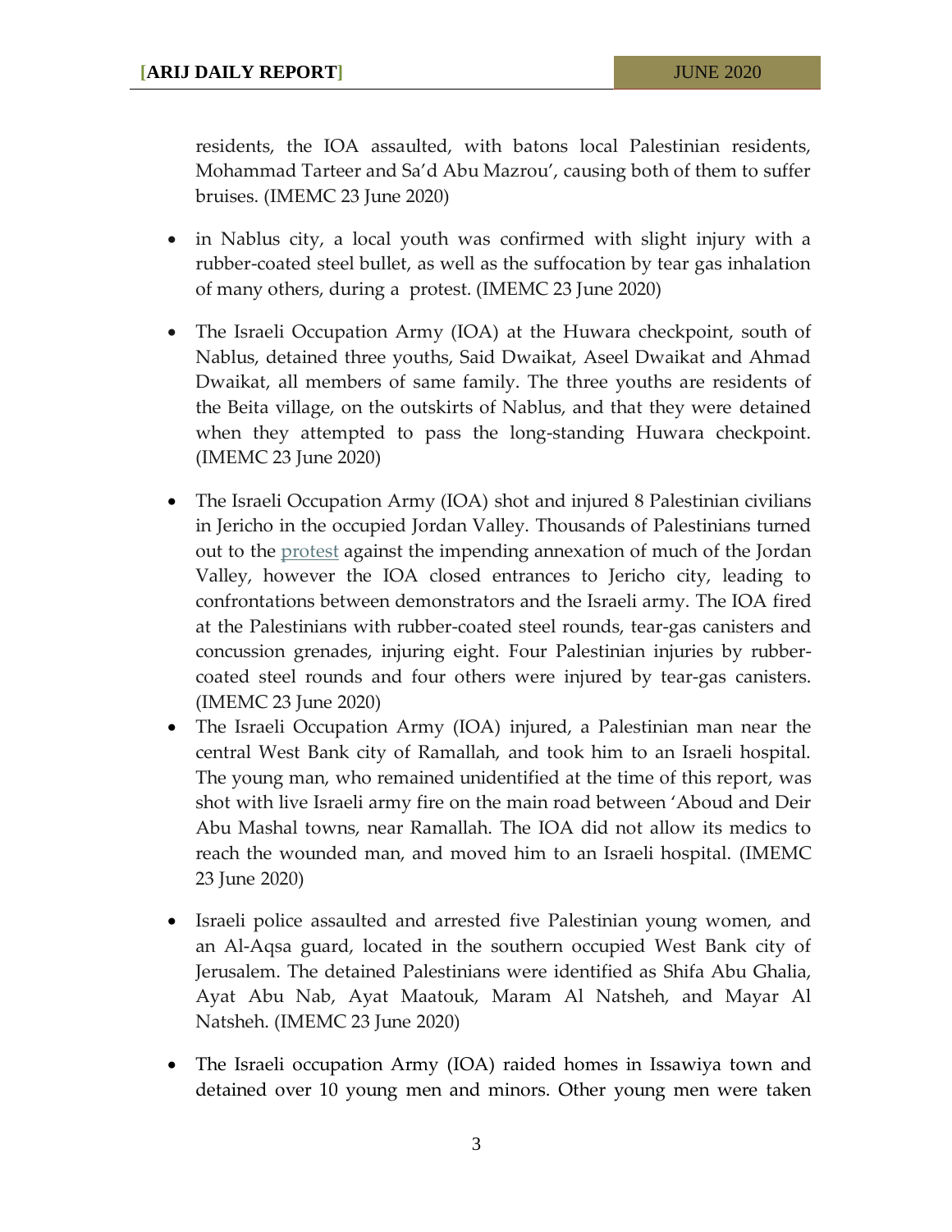residents, the IOA assaulted, with batons local Palestinian residents, Mohammad Tarteer and Sa'd Abu Mazrou', causing both of them to suffer bruises. (IMEMC 23 June 2020)

- in Nablus city, a local youth was confirmed with slight injury with a rubber-coated steel bullet, as well as the suffocation by tear gas inhalation of many others, during a protest. (IMEMC 23 June 2020)

- The Israeli Occupation Army (IOA) at the Huwara checkpoint, south of Nablus, detained three youths, Said Dwaikat, Aseel Dwaikat and Ahmad Dwaikat, all members of same family. The three youths are residents of the Beita village, on the outskirts of Nablus, and that they were detained when they attempted to pass the long-standing Huwara checkpoint. (IMEMC 23 June 2020)

- The Israeli Occupation Army (IOA) shot and injured 8 Palestinian civilians in Jericho in the occupied Jordan Valley. Thousands of Palestinians turned out to the protest against the impending annexation of much of the Jordan Valley, however the IOA closed entrances to Jericho city, leading to confrontations between demonstrators and the Israeli army. The IOA fired at the Palestinians with rubber-coated steel rounds, tear-gas canisters and concussion grenades, injuring eight. Four Palestinian injuries by rubber-coated steel rounds and four others were injured by tear-gas canisters. (IMEMC 23 June 2020)
- The Israeli Occupation Army (IOA) injured, a Palestinian man near the central West Bank city of Ramallah, and took him to an Israeli hospital. The young man, who remained unidentified at the time of this report, was shot with live Israeli army fire on the main road between 'Aboud and Deir Abu Mashal towns, near Ramallah. The IOA did not allow its medics to reach the wounded man, and moved him to an Israeli hospital. (IMEMC 23 June 2020)

- Israeli police assaulted and arrested five Palestinian young women, and an Al-Aqsa guard, located in the southern occupied West Bank city of Jerusalem. The detained Palestinians were identified as Shifa Abu Ghalia, Ayat Abu Nab, Ayat Maatouk, Maram Al Natsheh, and Mayar Al Natsheh. (IMEMC 23 June 2020)

- The Israeli occupation Army (IOA) raided homes in Issawiya town and detained over 10 young men and minors. Other young men were taken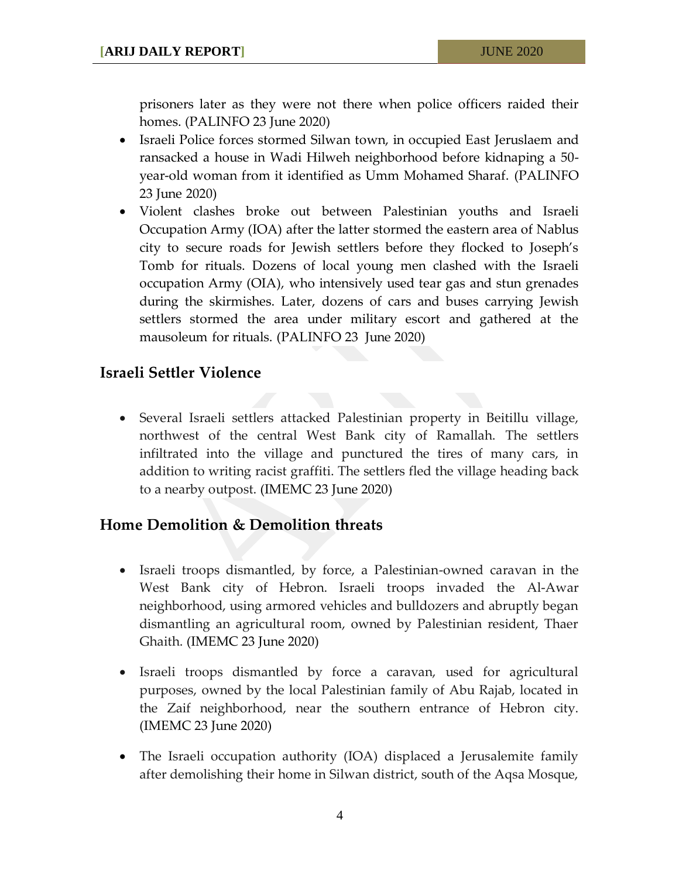prisoners later as they were not there when police officers raided their homes. (PALINFO 23 June 2020)

- Israeli Police forces stormed Silwan town, in occupied East Jeruslaem and ransacked a house in Wadi Hilweh neighborhood before kidnaping a 50-year-old woman from it identified as Umm Mohamed Sharaf. (PALINFO 23 June 2020)
- Violent clashes broke out between Palestinian youths and Israeli Occupation Army (IOA) after the latter stormed the eastern area of Nablus city to secure roads for Jewish settlers before they flocked to Joseph's Tomb for rituals. Dozens of local young men clashed with the Israeli occupation Army (OIA), who intensively used tear gas and stun grenades during the skirmishes. Later, dozens of cars and buses carrying Jewish settlers stormed the area under military escort and gathered at the mausoleum for rituals. (PALINFO 23 June 2020)

## Israeli Settler Violence

- Several Israeli settlers attacked Palestinian property in Beitillu village, northwest of the central West Bank city of Ramallah. The settlers infiltrated into the village and punctured the tires of many cars, in addition to writing racist graffiti. The settlers fled the village heading back to a nearby outpost. (IMEMC 23 June 2020)

## Home Demolition & Demolition threats

- Israeli troops dismantled, by force, a Palestinian-owned caravan in the West Bank city of Hebron. Israeli troops invaded the Al-Awar neighborhood, using armored vehicles and bulldozers and abruptly began dismantling an agricultural room, owned by Palestinian resident, Thaer Ghaith. (IMEMC 23 June 2020)

- Israeli troops dismantled by force a caravan, used for agricultural purposes, owned by the local Palestinian family of Abu Rajab, located in the Zaif neighborhood, near the southern entrance of Hebron city. (IMEMC 23 June 2020)

- The Israeli occupation authority (IOA) displaced a Jerusalemite family after demolishing their home in Silwan district, south of the Aqsa Mosque,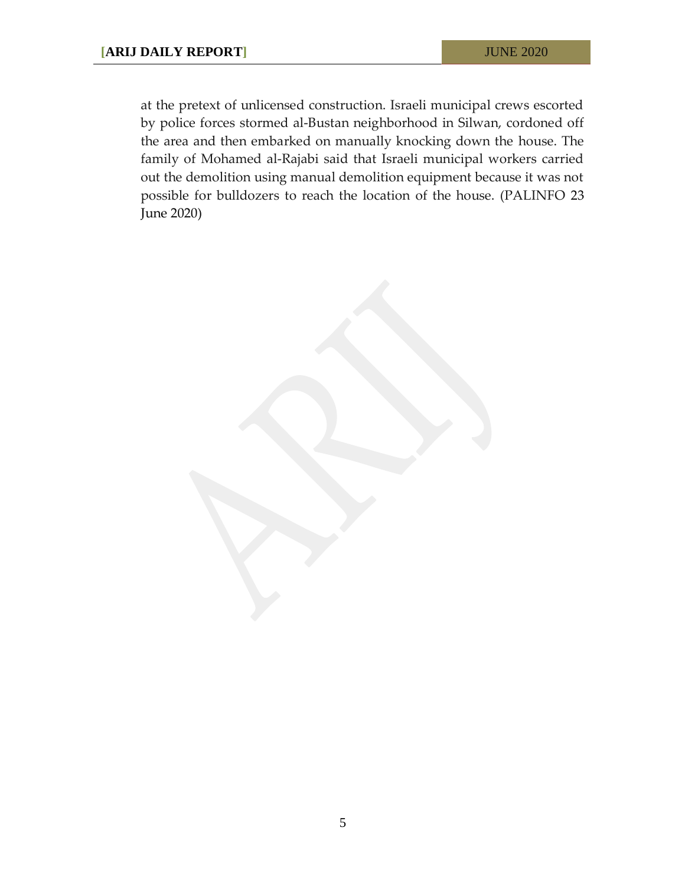at the pretext of unlicensed construction. Israeli municipal crews escorted by police forces stormed al-Bustan neighborhood in Silwan, cordoned off the area and then embarked on manually knocking down the house. The family of Mohamed al-Rajabi said that Israeli municipal workers carried out the demolition using manual demolition equipment because it was not possible for bulldozers to reach the location of the house. (PALINFO 23 June 2020)